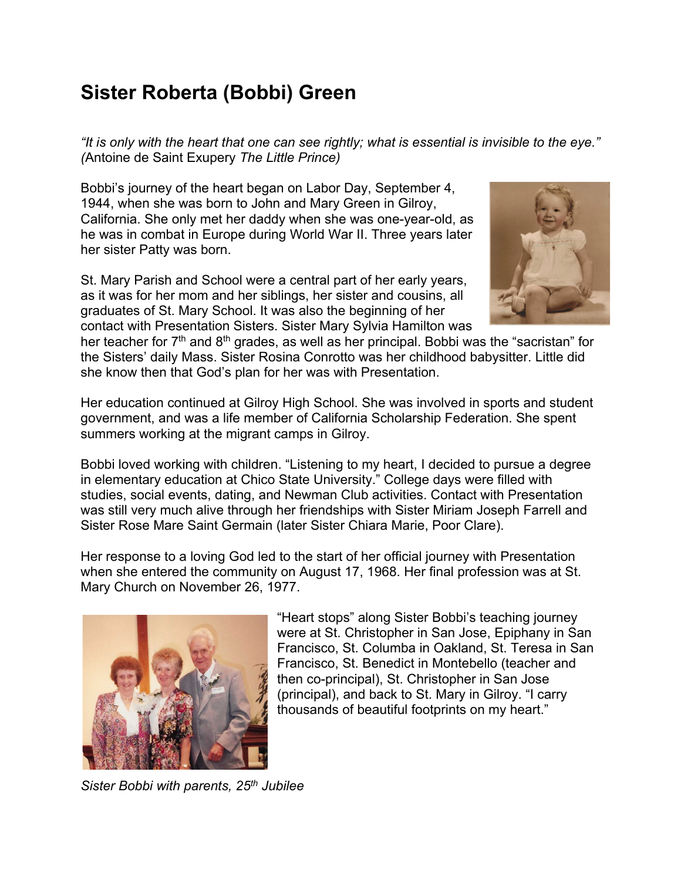# Sister Roberta (Bobbi) Green

*"It is only with the heart that one can see rightly; what is essential is invisible to the eye." (*Antoine de Saint Exupery *The Little Prince)*

Bobbi's journey of the heart began on Labor Day, September 4, 1944, when she was born to John and Mary Green in Gilroy, California. She only met her daddy when she was one-year-old, as he was in combat in Europe during World War II. Three years later her sister Patty was born.

St. Mary Parish and School were a central part of her early years, as it was for her mom and her siblings, her sister and cousins, all graduates of St. Mary School. It was also the beginning of her contact with Presentation Sisters. Sister Mary Sylvia Hamilton was her teacher for 7th and 8th grades, as well as her principal. Bobbi was the "sacristan" for the Sisters' daily Mass. Sister Rosina Conrotto was her childhood babysitter. Little did she know then that God's plan for her was with Presentation.

Her education continued at Gilroy High School. She was involved in sports and student government, and was a life member of California Scholarship Federation. She spent summers working at the migrant camps in Gilroy.

Bobbi loved working with children. "Listening to my heart, I decided to pursue a degree in elementary education at Chico State University." College days were filled with studies, social events, dating, and Newman Club activities. Contact with Presentation was still very much alive through her friendships with Sister Miriam Joseph Farrell and Sister Rose Mare Saint Germain (later Sister Chiara Marie, Poor Clare).

Her response to a loving God led to the start of her official journey with Presentation when she entered the community on August 17, 1968. Her final profession was at St. Mary Church on November 26, 1977.

"Heart stops" along Sister Bobbi's teaching journey were at St. Christopher in San Jose, Epiphany in San Francisco, St. Columba in Oakland, St. Teresa in San Francisco, St. Benedict in Montebello (teacher and then co-principal), St. Christopher in San Jose (principal), and back to St. Mary in Gilroy. "I carry thousands of beautiful footprints on my heart."

*Sister Bobbi with parents, 25th Jubilee*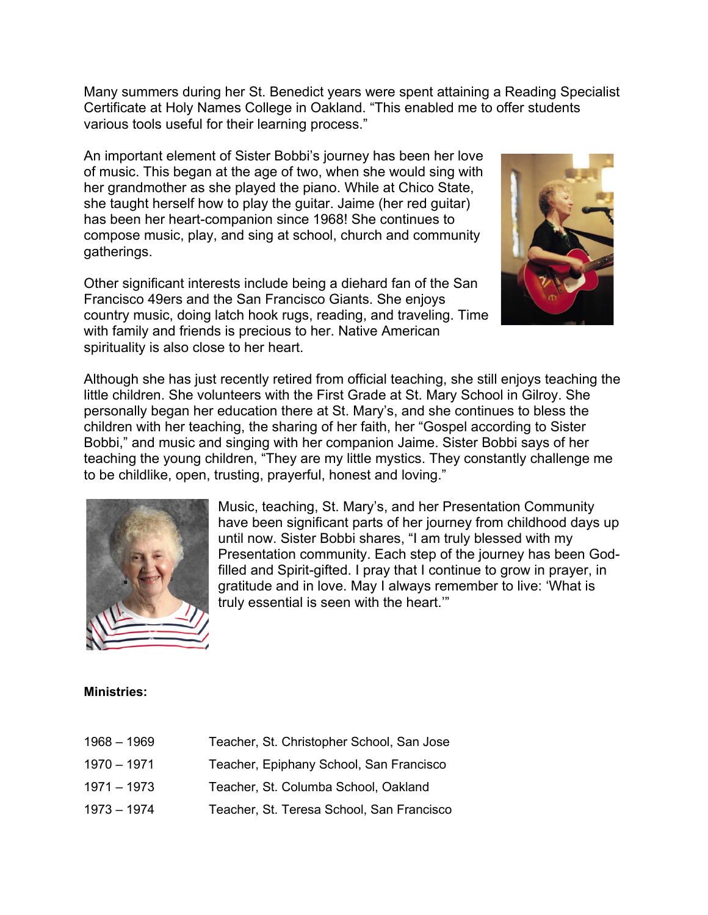Many summers during her St. Benedict years were spent attaining a Reading Specialist Certificate at Holy Names College in Oakland. "This enabled me to offer students various tools useful for their learning process."

An important element of Sister Bobbi's journey has been her love of music. This began at the age of two, when she would sing with her grandmother as she played the piano. While at Chico State, she taught herself how to play the guitar. Jaime (her red guitar) has been her heart-companion since 1968! She continues to compose music, play, and sing at school, church and community gatherings.

Other significant interests include being a diehard fan of the San Francisco 49ers and the San Francisco Giants. She enjoys country music, doing latch hook rugs, reading, and traveling. Time with family and friends is precious to her. Native American spirituality is also close to her heart.

Although she has just recently retired from official teaching, she still enjoys teaching the little children. She volunteers with the First Grade at St. Mary School in Gilroy. She personally began her education there at St. Mary's, and she continues to bless the children with her teaching, the sharing of her faith, her "Gospel according to Sister Bobbi," and music and singing with her companion Jaime. Sister Bobbi says of her teaching the young children, "They are my little mystics. They constantly challenge me to be childlike, open, trusting, prayerful, honest and loving."

Music, teaching, St. Mary's, and her Presentation Community have been significant parts of her journey from childhood days up until now. Sister Bobbi shares, "I am truly blessed with my Presentation community. Each step of the journey has been God-filled and Spirit-gifted. I pray that I continue to grow in prayer, in gratitude and in love. May I always remember to live: 'What is truly essential is seen with the heart.'"

**Ministries:**

| | |
|---|---|
| 1968 – 1969 | Teacher, St. Christopher School, San Jose |
| 1970 – 1971 | Teacher, Epiphany School, San Francisco |
| 1971 – 1973 | Teacher, St. Columba School, Oakland |
| 1973 – 1974 | Teacher, St. Teresa School, San Francisco |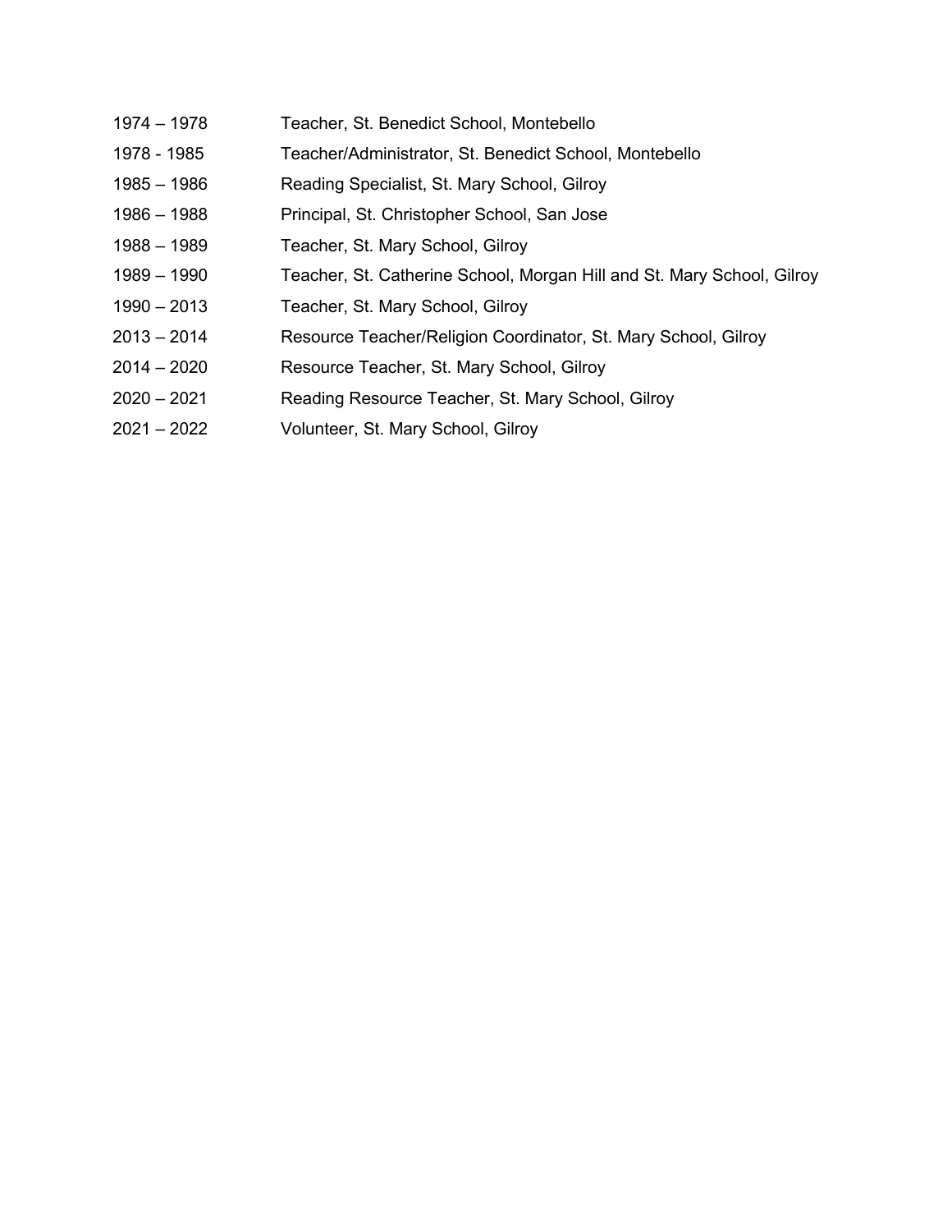| | |
|---|---|
| 1974 – 1978 | Teacher, St. Benedict School, Montebello |
| 1978 - 1985 | Teacher/Administrator, St. Benedict School, Montebello |
| 1985 – 1986 | Reading Specialist, St. Mary School, Gilroy |
| 1986 – 1988 | Principal, St. Christopher School, San Jose |
| 1988 – 1989 | Teacher, St. Mary School, Gilroy |
| 1989 – 1990 | Teacher, St. Catherine School, Morgan Hill and St. Mary School, Gilroy |
| 1990 – 2013 | Teacher, St. Mary School, Gilroy |
| 2013 – 2014 | Resource Teacher/Religion Coordinator, St. Mary School, Gilroy |
| 2014 – 2020 | Resource Teacher, St. Mary School, Gilroy |
| 2020 – 2021 | Reading Resource Teacher, St. Mary School, Gilroy |
| 2021 – 2022 | Volunteer, St. Mary School, Gilroy |